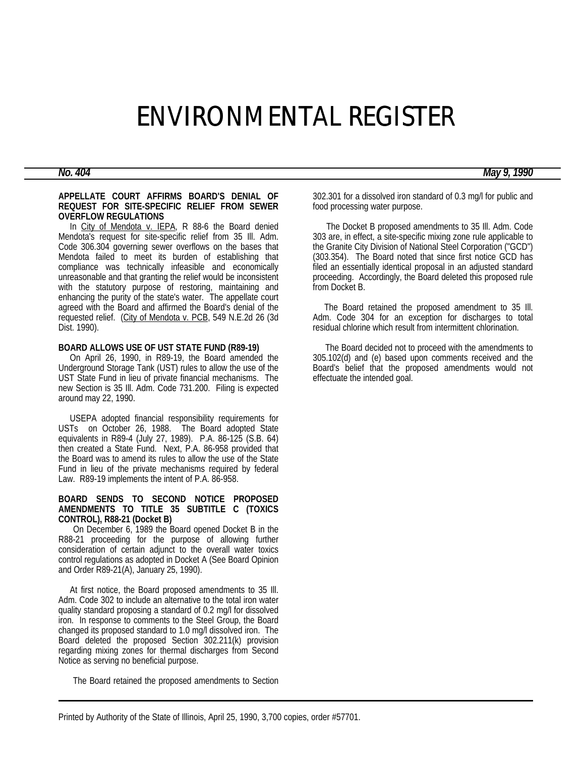# ENVIRONMENTAL REGISTER

**No. 404** **May 9, 1990**

### APPELLATE COURT AFFIRMS BOARD'S DENIAL OF REQUEST FOR SITE-SPECIFIC RELIEF FROM SEWER OVERFLOW REGULATIONS

In City of Mendota v. IEPA, R 88-6 the Board denied Mendota's request for site-specific relief from 35 Ill. Adm. Code 306.304 governing sewer overflows on the bases that Mendota failed to meet its burden of establishing that compliance was technically infeasible and economically unreasonable and that granting the relief would be inconsistent with the statutory purpose of restoring, maintaining and enhancing the purity of the state's water. The appellate court agreed with the Board and affirmed the Board's denial of the requested relief. (City of Mendota v. PCB, 549 N.E.2d 26 (3d Dist. 1990).

### BOARD ALLOWS USE OF UST STATE FUND (R89-19)

On April 26, 1990, in R89-19, the Board amended the Underground Storage Tank (UST) rules to allow the use of the UST State Fund in lieu of private financial mechanisms. The new Section is 35 Ill. Adm. Code 731.200. Filing is expected around may 22, 1990.

USEPA adopted financial responsibility requirements for USTs on October 26, 1988. The Board adopted State equivalents in R89-4 (July 27, 1989). P.A. 86-125 (S.B. 64) then created a State Fund. Next, P.A. 86-958 provided that the Board was to amend its rules to allow the use of the State Fund in lieu of the private mechanisms required by federal Law. R89-19 implements the intent of P.A. 86-958.

### BOARD SENDS TO SECOND NOTICE PROPOSED AMENDMENTS TO TITLE 35 SUBTITLE C (TOXICS CONTROL), R88-21 (Docket B)

On December 6, 1989 the Board opened Docket B in the R88-21 proceeding for the purpose of allowing further consideration of certain adjunct to the overall water toxics control regulations as adopted in Docket A (See Board Opinion and Order R89-21(A), January 25, 1990).

At first notice, the Board proposed amendments to 35 Ill. Adm. Code 302 to include an alternative to the total iron water quality standard proposing a standard of 0.2 mg/l for dissolved iron. In response to comments to the Steel Group, the Board changed its proposed standard to 1.0 mg/l dissolved iron. The Board deleted the proposed Section 302.211(k) provision regarding mixing zones for thermal discharges from Second Notice as serving no beneficial purpose.

The Board retained the proposed amendments to Section 302.301 for a dissolved iron standard of 0.3 mg/l for public and food processing water purpose.

The Docket B proposed amendments to 35 Ill. Adm. Code 303 are, in effect, a site-specific mixing zone rule applicable to the Granite City Division of National Steel Corporation ("GCD") (303.354). The Board noted that since first notice GCD has filed an essentially identical proposal in an adjusted standard proceeding. Accordingly, the Board deleted this proposed rule from Docket B.

The Board retained the proposed amendment to 35 Ill. Adm. Code 304 for an exception for discharges to total residual chlorine which result from intermittent chlorination.

The Board decided not to proceed with the amendments to 305.102(d) and (e) based upon comments received and the Board's belief that the proposed amendments would not effectuate the intended goal.

Printed by Authority of the State of Illinois, April 25, 1990, 3,700 copies, order #57701.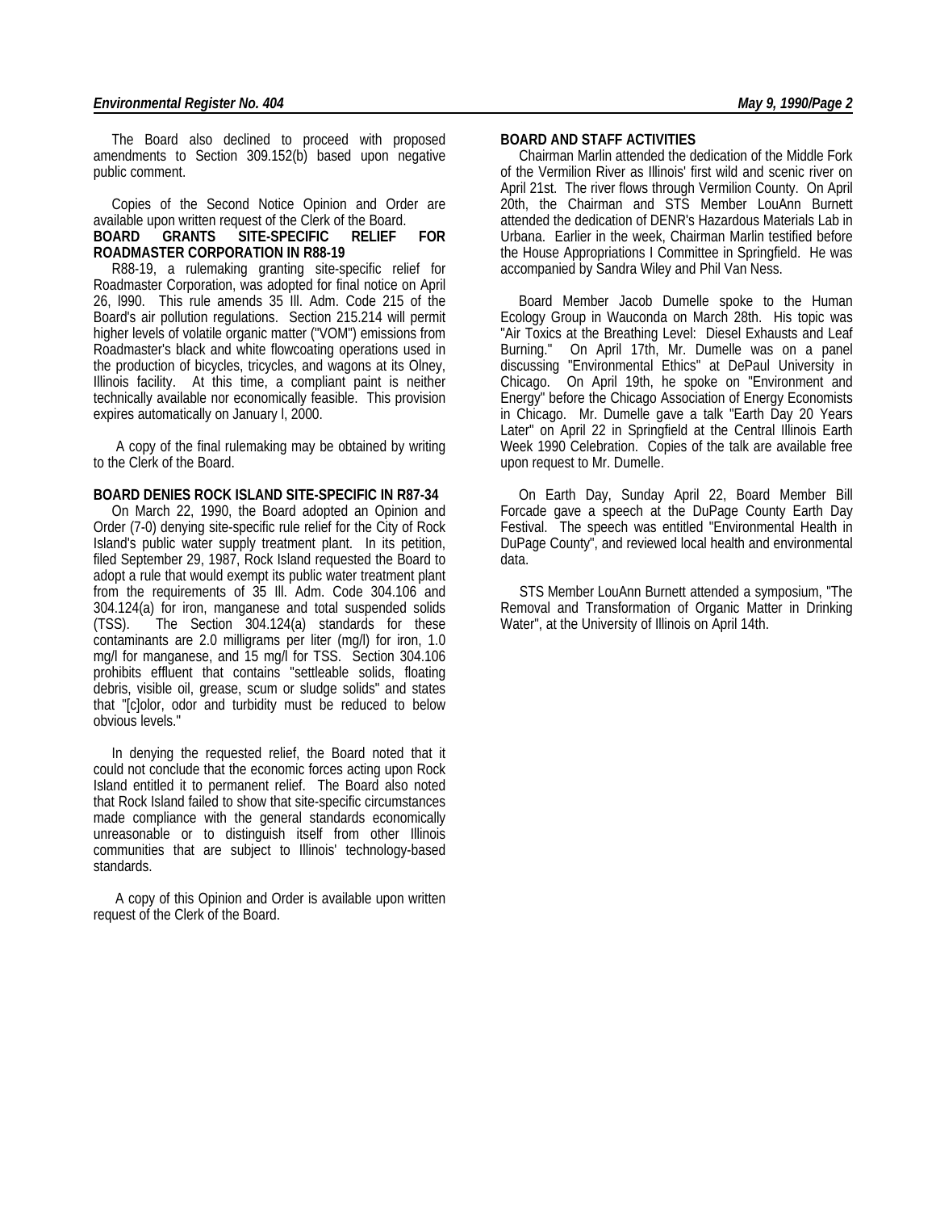The Board also declined to proceed with proposed amendments to Section 309.152(b) based upon negative public comment.

Copies of the Second Notice Opinion and Order are available upon written request of the Clerk of the Board.

**BOARD GRANTS SITE-SPECIFIC RELIEF FOR ROADMASTER CORPORATION IN R88-19**

R88-19, a rulemaking granting site-specific relief for Roadmaster Corporation, was adopted for final notice on April 26, l990. This rule amends 35 Ill. Adm. Code 215 of the Board's air pollution regulations. Section 215.214 will permit higher levels of volatile organic matter ("VOM") emissions from Roadmaster's black and white flowcoating operations used in the production of bicycles, tricycles, and wagons at its Olney, Illinois facility. At this time, a compliant paint is neither technically available nor economically feasible. This provision expires automatically on January l, 2000.

A copy of the final rulemaking may be obtained by writing to the Clerk of the Board.

**BOARD DENIES ROCK ISLAND SITE-SPECIFIC IN R87-34**

On March 22, 1990, the Board adopted an Opinion and Order (7-0) denying site-specific rule relief for the City of Rock Island's public water supply treatment plant. In its petition, filed September 29, 1987, Rock Island requested the Board to adopt a rule that would exempt its public water treatment plant from the requirements of 35 Ill. Adm. Code 304.106 and 304.124(a) for iron, manganese and total suspended solids (TSS). The Section 304.124(a) standards for these contaminants are 2.0 milligrams per liter (mg/l) for iron, 1.0 mg/l for manganese, and 15 mg/l for TSS. Section 304.106 prohibits effluent that contains "settleable solids, floating debris, visible oil, grease, scum or sludge solids" and states that "[c]olor, odor and turbidity must be reduced to below obvious levels."

In denying the requested relief, the Board noted that it could not conclude that the economic forces acting upon Rock Island entitled it to permanent relief. The Board also noted that Rock Island failed to show that site-specific circumstances made compliance with the general standards economically unreasonable or to distinguish itself from other Illinois communities that are subject to Illinois' technology-based standards.

A copy of this Opinion and Order is available upon written request of the Clerk of the Board.

**BOARD AND STAFF ACTIVITIES**

Chairman Marlin attended the dedication of the Middle Fork of the Vermilion River as Illinois' first wild and scenic river on April 21st. The river flows through Vermilion County. On April 20th, the Chairman and STS Member LouAnn Burnett attended the dedication of DENR's Hazardous Materials Lab in Urbana. Earlier in the week, Chairman Marlin testified before the House Appropriations I Committee in Springfield. He was accompanied by Sandra Wiley and Phil Van Ness.

Board Member Jacob Dumelle spoke to the Human Ecology Group in Wauconda on March 28th. His topic was "Air Toxics at the Breathing Level: Diesel Exhausts and Leaf Burning." On April 17th, Mr. Dumelle was on a panel discussing "Environmental Ethics" at DePaul University in Chicago. On April 19th, he spoke on "Environment and Energy" before the Chicago Association of Energy Economists in Chicago. Mr. Dumelle gave a talk "Earth Day 20 Years Later" on April 22 in Springfield at the Central Illinois Earth Week 1990 Celebration. Copies of the talk are available free upon request to Mr. Dumelle.

On Earth Day, Sunday April 22, Board Member Bill Forcade gave a speech at the DuPage County Earth Day Festival. The speech was entitled "Environmental Health in DuPage County", and reviewed local health and environmental data.

STS Member LouAnn Burnett attended a symposium, "The Removal and Transformation of Organic Matter in Drinking Water", at the University of Illinois on April 14th.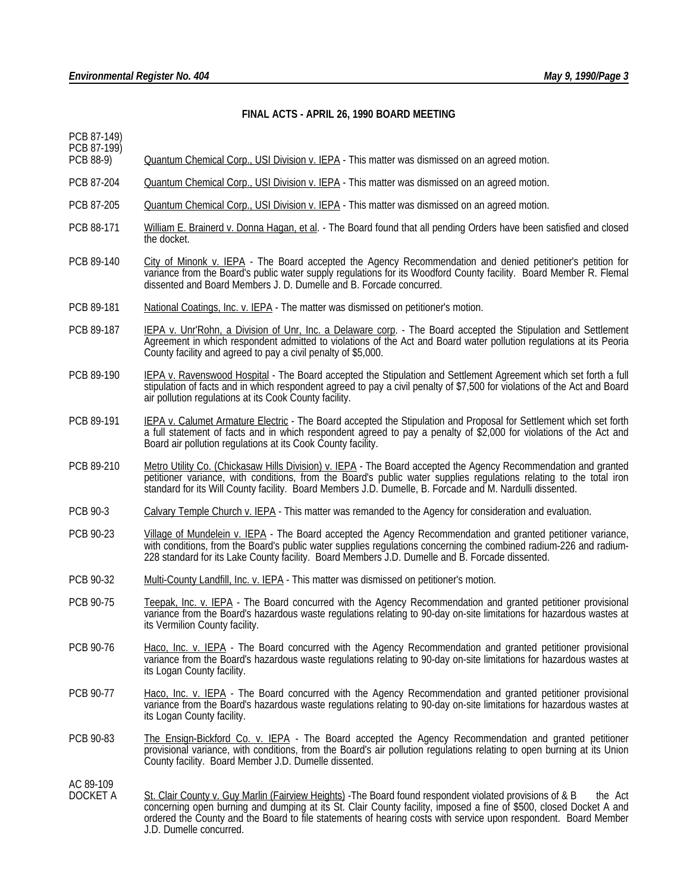**FINAL ACTS - APRIL 26, 1990 BOARD MEETING**

PCB 87-149)
PCB 87-199)
PCB 88-9) Quantum Chemical Corp., USI Division v. IEPA - This matter was dismissed on an agreed motion.

PCB 87-204 Quantum Chemical Corp., USI Division v. IEPA - This matter was dismissed on an agreed motion.

PCB 87-205 Quantum Chemical Corp., USI Division v. IEPA - This matter was dismissed on an agreed motion.

PCB 88-171 William E. Brainerd v. Donna Hagan, et al. - The Board found that all pending Orders have been satisfied and closed the docket.

PCB 89-140 City of Minonk v. IEPA - The Board accepted the Agency Recommendation and denied petitioner's petition for variance from the Board's public water supply regulations for its Woodford County facility. Board Member R. Flemal dissented and Board Members J. D. Dumelle and B. Forcade concurred.

PCB 89-181 National Coatings, Inc. v. IEPA - The matter was dismissed on petitioner's motion.

PCB 89-187 IEPA v. Unr'Rohn, a Division of Unr, Inc. a Delaware corp. - The Board accepted the Stipulation and Settlement Agreement in which respondent admitted to violations of the Act and Board water pollution regulations at its Peoria County facility and agreed to pay a civil penalty of $5,000.

PCB 89-190 IEPA v. Ravenswood Hospital - The Board accepted the Stipulation and Settlement Agreement which set forth a full stipulation of facts and in which respondent agreed to pay a civil penalty of $7,500 for violations of the Act and Board air pollution regulations at its Cook County facility.

PCB 89-191 IEPA v. Calumet Armature Electric - The Board accepted the Stipulation and Proposal for Settlement which set forth a full statement of facts and in which respondent agreed to pay a penalty of $2,000 for violations of the Act and Board air pollution regulations at its Cook County facility.

PCB 89-210 Metro Utility Co. (Chickasaw Hills Division) v. IEPA - The Board accepted the Agency Recommendation and granted petitioner variance, with conditions, from the Board's public water supplies regulations relating to the total iron standard for its Will County facility. Board Members J.D. Dumelle, B. Forcade and M. Nardulli dissented.

PCB 90-3 Calvary Temple Church v. IEPA - This matter was remanded to the Agency for consideration and evaluation.

PCB 90-23 Village of Mundelein v. IEPA - The Board accepted the Agency Recommendation and granted petitioner variance, with conditions, from the Board's public water supplies regulations concerning the combined radium-226 and radium-228 standard for its Lake County facility. Board Members J.D. Dumelle and B. Forcade dissented.

PCB 90-32 Multi-County Landfill, Inc. v. IEPA - This matter was dismissed on petitioner's motion.

PCB 90-75 Teepak, Inc. v. IEPA - The Board concurred with the Agency Recommendation and granted petitioner provisional variance from the Board's hazardous waste regulations relating to 90-day on-site limitations for hazardous wastes at its Vermilion County facility.

PCB 90-76 Haco, Inc. v. IEPA - The Board concurred with the Agency Recommendation and granted petitioner provisional variance from the Board's hazardous waste regulations relating to 90-day on-site limitations for hazardous wastes at its Logan County facility.

PCB 90-77 Haco, Inc. v. IEPA - The Board concurred with the Agency Recommendation and granted petitioner provisional variance from the Board's hazardous waste regulations relating to 90-day on-site limitations for hazardous wastes at its Logan County facility.

PCB 90-83 The Ensign-Bickford Co. v. IEPA - The Board accepted the Agency Recommendation and granted petitioner provisional variance, with conditions, from the Board's air pollution regulations relating to open burning at its Union County facility. Board Member J.D. Dumelle dissented.

AC 89-109
DOCKET A St. Clair County v. Guy Marlin (Fairview Heights) -The Board found respondent violated provisions of & B the Act concerning open burning and dumping at its St. Clair County facility, imposed a fine of $500, closed Docket A and ordered the County and the Board to file statements of hearing costs with service upon respondent. Board Member J.D. Dumelle concurred.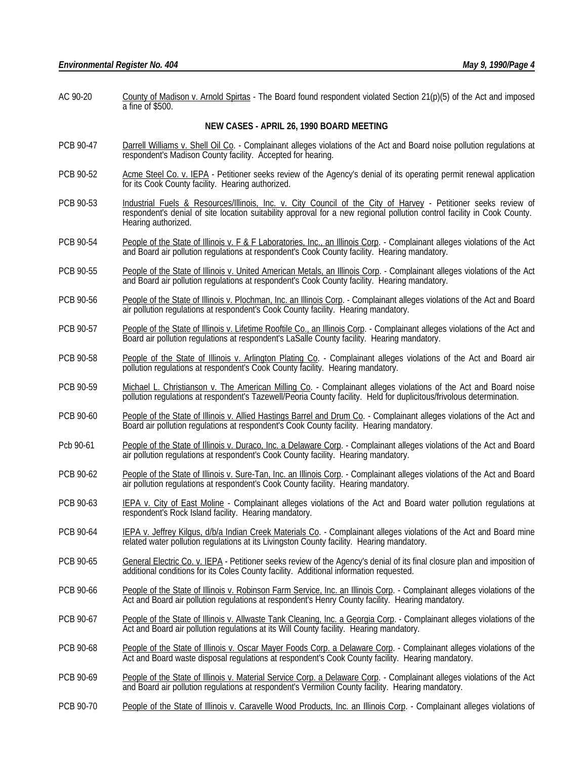AC 90-20 County of Madison v. Arnold Spirtas - The Board found respondent violated Section 21(p)(5) of the Act and imposed a fine of $500.

**NEW CASES - APRIL 26, 1990 BOARD MEETING**

PCB 90-47 Darrell Williams v. Shell Oil Co. - Complainant alleges violations of the Act and Board noise pollution regulations at respondent's Madison County facility. Accepted for hearing.

PCB 90-52 Acme Steel Co. v. IEPA - Petitioner seeks review of the Agency's denial of its operating permit renewal application for its Cook County facility. Hearing authorized.

PCB 90-53 Industrial Fuels & Resources/Illinois, Inc. v. City Council of the City of Harvey - Petitioner seeks review of respondent's denial of site location suitability approval for a new regional pollution control facility in Cook County. Hearing authorized.

PCB 90-54 People of the State of Illinois v. F & F Laboratories, Inc., an Illinois Corp. - Complainant alleges violations of the Act and Board air pollution regulations at respondent's Cook County facility. Hearing mandatory.

PCB 90-55 People of the State of Illinois v. United American Metals, an Illinois Corp. - Complainant alleges violations of the Act and Board air pollution regulations at respondent's Cook County facility. Hearing mandatory.

PCB 90-56 People of the State of Illinois v. Plochman, Inc. an Illinois Corp. - Complainant alleges violations of the Act and Board air pollution regulations at respondent's Cook County facility. Hearing mandatory.

PCB 90-57 People of the State of Illinois v. Lifetime Rooftile Co., an Illinois Corp. - Complainant alleges violations of the Act and Board air pollution regulations at respondent's LaSalle County facility. Hearing mandatory.

PCB 90-58 People of the State of Illinois v. Arlington Plating Co. - Complainant alleges violations of the Act and Board air pollution regulations at respondent's Cook County facility. Hearing mandatory.

PCB 90-59 Michael L. Christianson v. The American Milling Co. - Complainant alleges violations of the Act and Board noise pollution regulations at respondent's Tazewell/Peoria County facility. Held for duplicitous/frivolous determination.

PCB 90-60 People of the State of Illinois v. Allied Hastings Barrel and Drum Co. - Complainant alleges violations of the Act and Board air pollution regulations at respondent's Cook County facility. Hearing mandatory.

Pcb 90-61 People of the State of Illinois v. Duraco, Inc. a Delaware Corp. - Complainant alleges violations of the Act and Board air pollution regulations at respondent's Cook County facility. Hearing mandatory.

PCB 90-62 People of the State of Illinois v. Sure-Tan, Inc. an Illinois Corp. - Complainant alleges violations of the Act and Board air pollution regulations at respondent's Cook County facility. Hearing mandatory.

PCB 90-63 IEPA v. City of East Moline - Complainant alleges violations of the Act and Board water pollution regulations at respondent's Rock Island facility. Hearing mandatory.

PCB 90-64 IEPA v. Jeffrey Kilgus, d/b/a Indian Creek Materials Co. - Complainant alleges violations of the Act and Board mine related water pollution regulations at its Livingston County facility. Hearing mandatory.

PCB 90-65 General Electric Co. v. IEPA - Petitioner seeks review of the Agency's denial of its final closure plan and imposition of additional conditions for its Coles County facility. Additional information requested.

PCB 90-66 People of the State of Illinois v. Robinson Farm Service, Inc. an Illinois Corp. - Complainant alleges violations of the Act and Board air pollution regulations at respondent's Henry County facility. Hearing mandatory.

PCB 90-67 People of the State of Illinois v. Allwaste Tank Cleaning, Inc. a Georgia Corp. - Complainant alleges violations of the Act and Board air pollution regulations at its Will County facility. Hearing mandatory.

PCB 90-68 People of the State of Illinois v. Oscar Mayer Foods Corp. a Delaware Corp. - Complainant alleges violations of the Act and Board waste disposal regulations at respondent's Cook County facility. Hearing mandatory.

PCB 90-69 People of the State of Illinois v. Material Service Corp. a Delaware Corp. - Complainant alleges violations of the Act and Board air pollution regulations at respondent's Vermilion County facility. Hearing mandatory.

PCB 90-70 People of the State of Illinois v. Caravelle Wood Products, Inc. an Illinois Corp. - Complainant alleges violations of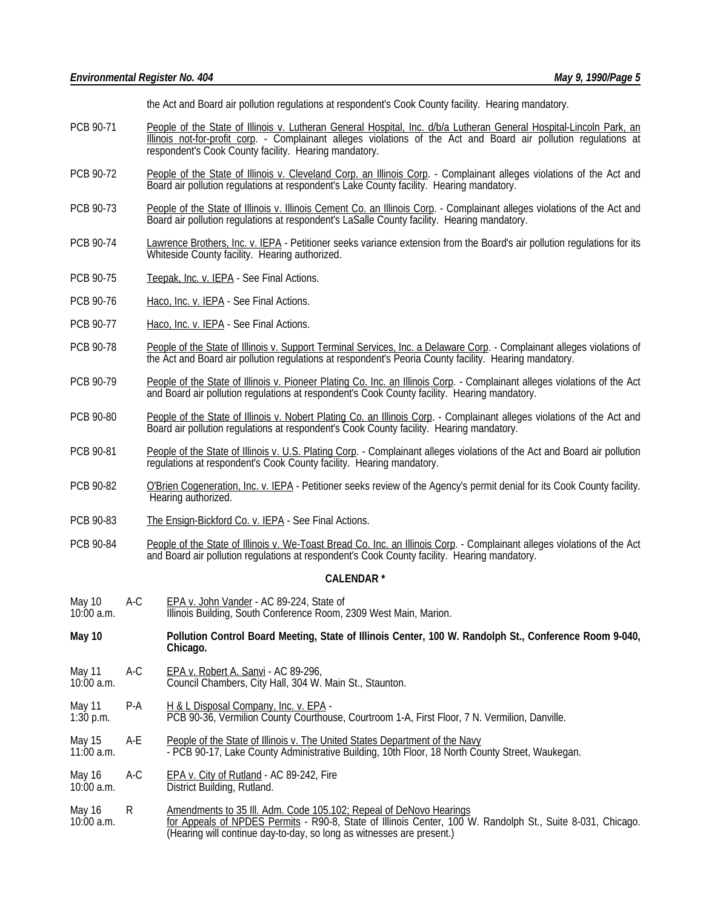the Act and Board air pollution regulations at respondent's Cook County facility. Hearing mandatory.

PCB 90-71 People of the State of Illinois v. Lutheran General Hospital, Inc. d/b/a Lutheran General Hospital-Lincoln Park, an Illinois not-for-profit corp. - Complainant alleges violations of the Act and Board air pollution regulations at respondent's Cook County facility. Hearing mandatory.

PCB 90-72 People of the State of Illinois v. Cleveland Corp. an Illinois Corp. - Complainant alleges violations of the Act and Board air pollution regulations at respondent's Lake County facility. Hearing mandatory.

PCB 90-73 People of the State of Illinois v. Illinois Cement Co. an Illinois Corp. - Complainant alleges violations of the Act and Board air pollution regulations at respondent's LaSalle County facility. Hearing mandatory.

PCB 90-74 Lawrence Brothers, Inc. v. IEPA - Petitioner seeks variance extension from the Board's air pollution regulations for its Whiteside County facility. Hearing authorized.

PCB 90-75 Teepak, Inc. v. IEPA - See Final Actions.

PCB 90-76 Haco, Inc. v. IEPA - See Final Actions.

PCB 90-77 Haco, Inc. v. IEPA - See Final Actions.

PCB 90-78 People of the State of Illinois v. Support Terminal Services, Inc. a Delaware Corp. - Complainant alleges violations of the Act and Board air pollution regulations at respondent's Peoria County facility. Hearing mandatory.

PCB 90-79 People of the State of Illinois v. Pioneer Plating Co. Inc. an Illinois Corp. - Complainant alleges violations of the Act and Board air pollution regulations at respondent's Cook County facility. Hearing mandatory.

PCB 90-80 People of the State of Illinois v. Nobert Plating Co. an Illinois Corp. - Complainant alleges violations of the Act and Board air pollution regulations at respondent's Cook County facility. Hearing mandatory.

PCB 90-81 People of the State of Illinois v. U.S. Plating Corp. - Complainant alleges violations of the Act and Board air pollution regulations at respondent's Cook County facility. Hearing mandatory.

PCB 90-82 O'Brien Cogeneration, Inc. v. IEPA - Petitioner seeks review of the Agency's permit denial for its Cook County facility. Hearing authorized.

PCB 90-83 The Ensign-Bickford Co. v. IEPA - See Final Actions.

PCB 90-84 People of the State of Illinois v. We-Toast Bread Co. Inc. an Illinois Corp. - Complainant alleges violations of the Act and Board air pollution regulations at respondent's Cook County facility. Hearing mandatory.

**CALENDAR \***

May 10, 10:00 a.m. — A-C — EPA v. John Vander - AC 89-224, State of Illinois Building, South Conference Room, 2309 West Main, Marion.

**May 10 — Pollution Control Board Meeting, State of Illinois Center, 100 W. Randolph St., Conference Room 9-040, Chicago.**

May 11, 10:00 a.m. — A-C — EPA v. Robert A. Sanvi - AC 89-296, Council Chambers, City Hall, 304 W. Main St., Staunton.

May 11, 1:30 p.m. — P-A — H & L Disposal Company, Inc. v. EPA - PCB 90-36, Vermilion County Courthouse, Courtroom 1-A, First Floor, 7 N. Vermilion, Danville.

May 15, 11:00 a.m. — A-E — People of the State of Illinois v. The United States Department of the Navy - PCB 90-17, Lake County Administrative Building, 10th Floor, 18 North County Street, Waukegan.

May 16, 10:00 a.m. — A-C — EPA v. City of Rutland - AC 89-242, Fire District Building, Rutland.

May 16, 10:00 a.m. — R — Amendments to 35 Ill. Adm. Code 105.102; Repeal of DeNovo Hearings for Appeals of NPDES Permits - R90-8, State of Illinois Center, 100 W. Randolph St., Suite 8-031, Chicago. (Hearing will continue day-to-day, so long as witnesses are present.)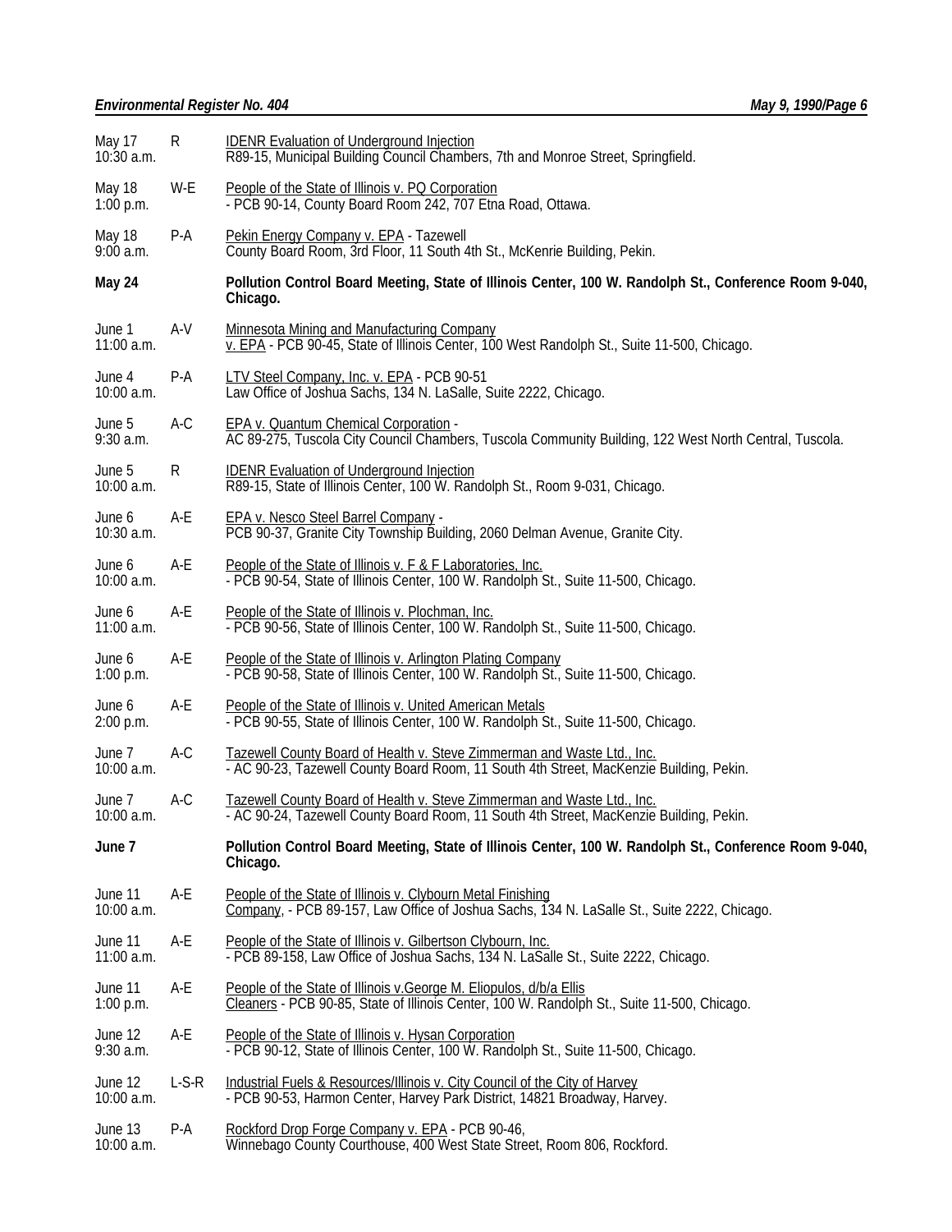| Date/Time | Type | Event |
|---|---|---|
| May 17 10:30 a.m. | R | IDENR Evaluation of Underground Injection R89-15, Municipal Building Council Chambers, 7th and Monroe Street, Springfield. |
| May 18 1:00 p.m. | W-E | People of the State of Illinois v. PQ Corporation - PCB 90-14, County Board Room 242, 707 Etna Road, Ottawa. |
| May 18 9:00 a.m. | P-A | Pekin Energy Company v. EPA - Tazewell County Board Room, 3rd Floor, 11 South 4th St., McKenrie Building, Pekin. |
| **May 24** | | **Pollution Control Board Meeting, State of Illinois Center, 100 W. Randolph St., Conference Room 9-040, Chicago.** |
| June 1 11:00 a.m. | A-V | Minnesota Mining and Manufacturing Company v. EPA - PCB 90-45, State of Illinois Center, 100 West Randolph St., Suite 11-500, Chicago. |
| June 4 10:00 a.m. | P-A | LTV Steel Company, Inc. v. EPA - PCB 90-51 Law Office of Joshua Sachs, 134 N. LaSalle, Suite 2222, Chicago. |
| June 5 9:30 a.m. | A-C | EPA v. Quantum Chemical Corporation - AC 89-275, Tuscola City Council Chambers, Tuscola Community Building, 122 West North Central, Tuscola. |
| June 5 10:00 a.m. | R | IDENR Evaluation of Underground Injection R89-15, State of Illinois Center, 100 W. Randolph St., Room 9-031, Chicago. |
| June 6 10:30 a.m. | A-E | EPA v. Nesco Steel Barrel Company - PCB 90-37, Granite City Township Building, 2060 Delman Avenue, Granite City. |
| June 6 10:00 a.m. | A-E | People of the State of Illinois v. F & F Laboratories, Inc. - PCB 90-54, State of Illinois Center, 100 W. Randolph St., Suite 11-500, Chicago. |
| June 6 11:00 a.m. | A-E | People of the State of Illinois v. Plochman, Inc. - PCB 90-56, State of Illinois Center, 100 W. Randolph St., Suite 11-500, Chicago. |
| June 6 1:00 p.m. | A-E | People of the State of Illinois v. Arlington Plating Company - PCB 90-58, State of Illinois Center, 100 W. Randolph St., Suite 11-500, Chicago. |
| June 6 2:00 p.m. | A-E | People of the State of Illinois v. United American Metals - PCB 90-55, State of Illinois Center, 100 W. Randolph St., Suite 11-500, Chicago. |
| June 7 10:00 a.m. | A-C | Tazewell County Board of Health v. Steve Zimmerman and Waste Ltd., Inc. - AC 90-23, Tazewell County Board Room, 11 South 4th Street, MacKenzie Building, Pekin. |
| June 7 10:00 a.m. | A-C | Tazewell County Board of Health v. Steve Zimmerman and Waste Ltd., Inc. - AC 90-24, Tazewell County Board Room, 11 South 4th Street, MacKenzie Building, Pekin. |
| **June 7** | | **Pollution Control Board Meeting, State of Illinois Center, 100 W. Randolph St., Conference Room 9-040, Chicago.** |
| June 11 10:00 a.m. | A-E | People of the State of Illinois v. Clybourn Metal Finishing Company, - PCB 89-157, Law Office of Joshua Sachs, 134 N. LaSalle St., Suite 2222, Chicago. |
| June 11 11:00 a.m. | A-E | People of the State of Illinois v. Gilbertson Clybourn, Inc. - PCB 89-158, Law Office of Joshua Sachs, 134 N. LaSalle St., Suite 2222, Chicago. |
| June 11 1:00 p.m. | A-E | People of the State of Illinois v.George M. Eliopulos, d/b/a Ellis Cleaners - PCB 90-85, State of Illinois Center, 100 W. Randolph St., Suite 11-500, Chicago. |
| June 12 9:30 a.m. | A-E | People of the State of Illinois v. Hysan Corporation - PCB 90-12, State of Illinois Center, 100 W. Randolph St., Suite 11-500, Chicago. |
| June 12 10:00 a.m. | L-S-R | Industrial Fuels & Resources/Illinois v. City Council of the City of Harvey - PCB 90-53, Harmon Center, Harvey Park District, 14821 Broadway, Harvey. |
| June 13 10:00 a.m. | P-A | Rockford Drop Forge Company v. EPA - PCB 90-46, Winnebago County Courthouse, 400 West State Street, Room 806, Rockford. |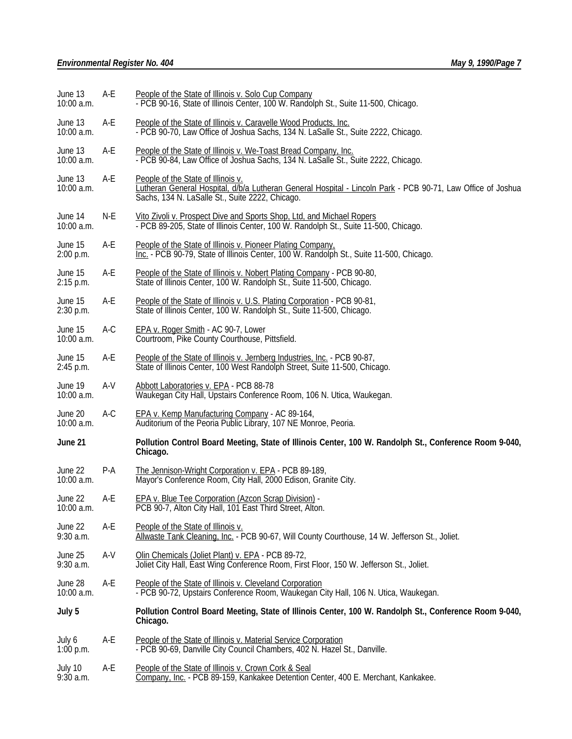| | | |
|---|---|---|
| June 13<br>10:00 a.m. | A-E | People of the State of Illinois v. Solo Cup Company - PCB 90-16, State of Illinois Center, 100 W. Randolph St., Suite 11-500, Chicago. |
| June 13<br>10:00 a.m. | A-E | People of the State of Illinois v. Caravelle Wood Products, Inc. - PCB 90-70, Law Office of Joshua Sachs, 134 N. LaSalle St., Suite 2222, Chicago. |
| June 13<br>10:00 a.m. | A-E | People of the State of Illinois v. We-Toast Bread Company, Inc. - PCB 90-84, Law Office of Joshua Sachs, 134 N. LaSalle St., Suite 2222, Chicago. |
| June 13<br>10:00 a.m. | A-E | People of the State of Illinois v. Lutheran General Hospital, d/b/a Lutheran General Hospital - Lincoln Park - PCB 90-71, Law Office of Joshua Sachs, 134 N. LaSalle St., Suite 2222, Chicago. |
| June 14<br>10:00 a.m. | N-E | Vito Zivoli v. Prospect Dive and Sports Shop, Ltd, and Michael Ropers - PCB 89-205, State of Illinois Center, 100 W. Randolph St., Suite 11-500, Chicago. |
| June 15<br>2:00 p.m. | A-E | People of the State of Illinois v. Pioneer Plating Company, Inc. - PCB 90-79, State of Illinois Center, 100 W. Randolph St., Suite 11-500, Chicago. |
| June 15<br>2:15 p.m. | A-E | People of the State of Illinois v. Nobert Plating Company - PCB 90-80, State of Illinois Center, 100 W. Randolph St., Suite 11-500, Chicago. |
| June 15<br>2:30 p.m. | A-E | People of the State of Illinois v. U.S. Plating Corporation - PCB 90-81, State of Illinois Center, 100 W. Randolph St., Suite 11-500, Chicago. |
| June 15<br>10:00 a.m. | A-C | EPA v. Roger Smith - AC 90-7, Lower Courtroom, Pike County Courthouse, Pittsfield. |
| June 15<br>2:45 p.m. | A-E | People of the State of Illinois v. Jernberg Industries, Inc. - PCB 90-87, State of Illinois Center, 100 West Randolph Street, Suite 11-500, Chicago. |
| June 19<br>10:00 a.m. | A-V | Abbott Laboratories v. EPA - PCB 88-78 Waukegan City Hall, Upstairs Conference Room, 106 N. Utica, Waukegan. |
| June 20<br>10:00 a.m. | A-C | EPA v. Kemp Manufacturing Company - AC 89-164, Auditorium of the Peoria Public Library, 107 NE Monroe, Peoria. |
| **June 21** | | **Pollution Control Board Meeting, State of Illinois Center, 100 W. Randolph St., Conference Room 9-040, Chicago.** |
| June 22<br>10:00 a.m. | P-A | The Jennison-Wright Corporation v. EPA - PCB 89-189, Mayor's Conference Room, City Hall, 2000 Edison, Granite City. |
| June 22<br>10:00 a.m. | A-E | EPA v. Blue Tee Corporation (Azcon Scrap Division) - PCB 90-7, Alton City Hall, 101 East Third Street, Alton. |
| June 22<br>9:30 a.m. | A-E | People of the State of Illinois v. Allwaste Tank Cleaning, Inc. - PCB 90-67, Will County Courthouse, 14 W. Jefferson St., Joliet. |
| June 25<br>9:30 a.m. | A-V | Olin Chemicals (Joliet Plant) v. EPA - PCB 89-72, Joliet City Hall, East Wing Conference Room, First Floor, 150 W. Jefferson St., Joliet. |
| June 28<br>10:00 a.m. | A-E | People of the State of Illinois v. Cleveland Corporation - PCB 90-72, Upstairs Conference Room, Waukegan City Hall, 106 N. Utica, Waukegan. |
| **July 5** | | **Pollution Control Board Meeting, State of Illinois Center, 100 W. Randolph St., Conference Room 9-040, Chicago.** |
| July 6<br>1:00 p.m. | A-E | People of the State of Illinois v. Material Service Corporation - PCB 90-69, Danville City Council Chambers, 402 N. Hazel St., Danville. |
| July 10<br>9:30 a.m. | A-E | People of the State of Illinois v. Crown Cork & Seal Company, Inc. - PCB 89-159, Kankakee Detention Center, 400 E. Merchant, Kankakee. |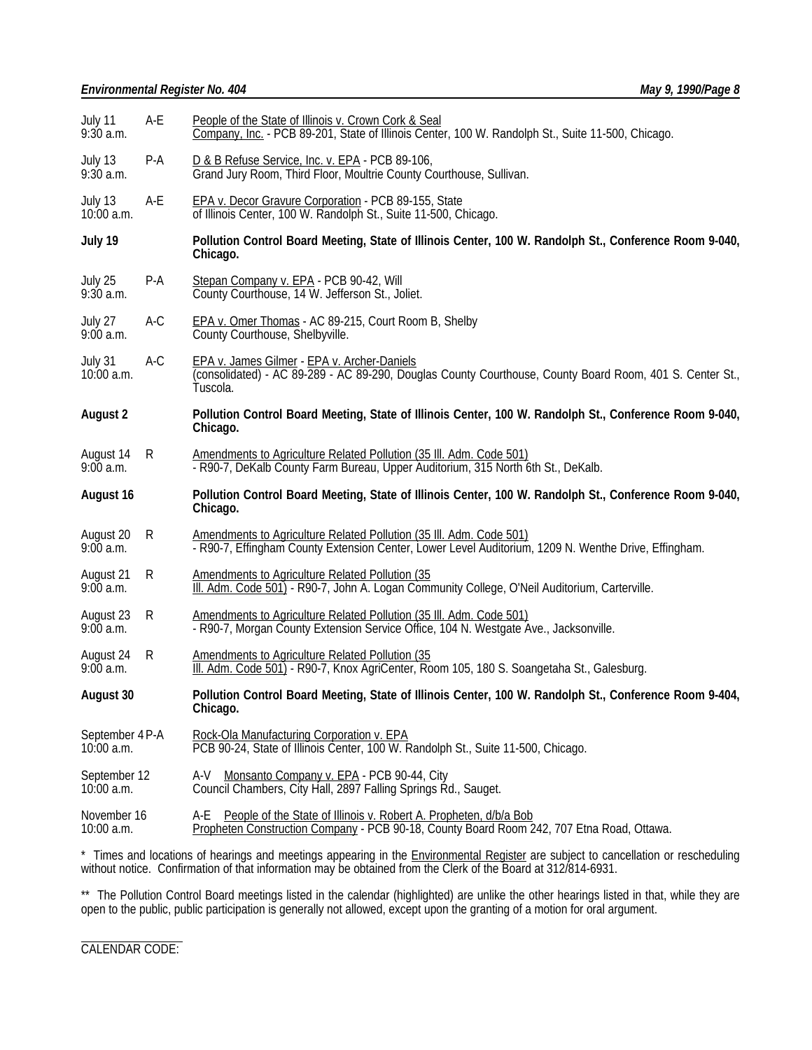| | | |
|---|---|---|
| July 11<br>9:30 a.m. | A-E | People of the State of Illinois v. Crown Cork & Seal Company, Inc. - PCB 89-201, State of Illinois Center, 100 W. Randolph St., Suite 11-500, Chicago. |
| July 13<br>9:30 a.m. | P-A | D & B Refuse Service, Inc. v. EPA - PCB 89-106, Grand Jury Room, Third Floor, Moultrie County Courthouse, Sullivan. |
| July 13<br>10:00 a.m. | A-E | EPA v. Decor Gravure Corporation - PCB 89-155, State of Illinois Center, 100 W. Randolph St., Suite 11-500, Chicago. |
| **July 19** | | **Pollution Control Board Meeting, State of Illinois Center, 100 W. Randolph St., Conference Room 9-040, Chicago.** |
| July 25<br>9:30 a.m. | P-A | Stepan Company v. EPA - PCB 90-42, Will County Courthouse, 14 W. Jefferson St., Joliet. |
| July 27<br>9:00 a.m. | A-C | EPA v. Omer Thomas - AC 89-215, Court Room B, Shelby County Courthouse, Shelbyville. |
| July 31<br>10:00 a.m. | A-C | EPA v. James Gilmer - EPA v. Archer-Daniels (consolidated) - AC 89-289 - AC 89-290, Douglas County Courthouse, County Board Room, 401 S. Center St., Tuscola. |
| **August 2** | | **Pollution Control Board Meeting, State of Illinois Center, 100 W. Randolph St., Conference Room 9-040, Chicago.** |
| August 14<br>9:00 a.m. | R | Amendments to Agriculture Related Pollution (35 Ill. Adm. Code 501) - R90-7, DeKalb County Farm Bureau, Upper Auditorium, 315 North 6th St., DeKalb. |
| **August 16** | | **Pollution Control Board Meeting, State of Illinois Center, 100 W. Randolph St., Conference Room 9-040, Chicago.** |
| August 20<br>9:00 a.m. | R | Amendments to Agriculture Related Pollution (35 Ill. Adm. Code 501) - R90-7, Effingham County Extension Center, Lower Level Auditorium, 1209 N. Wenthe Drive, Effingham. |
| August 21<br>9:00 a.m. | R | Amendments to Agriculture Related Pollution (35 Ill. Adm. Code 501) - R90-7, John A. Logan Community College, O'Neil Auditorium, Carterville. |
| August 23<br>9:00 a.m. | R | Amendments to Agriculture Related Pollution (35 Ill. Adm. Code 501) - R90-7, Morgan County Extension Service Office, 104 N. Westgate Ave., Jacksonville. |
| August 24<br>9:00 a.m. | R | Amendments to Agriculture Related Pollution (35 Ill. Adm. Code 501) - R90-7, Knox AgriCenter, Room 105, 180 S. Soangetaha St., Galesburg. |
| **August 30** | | **Pollution Control Board Meeting, State of Illinois Center, 100 W. Randolph St., Conference Room 9-404, Chicago.** |
| September 4<br>10:00 a.m. | P-A | Rock-Ola Manufacturing Corporation v. EPA PCB 90-24, State of Illinois Center, 100 W. Randolph St., Suite 11-500, Chicago. |
| September 12<br>10:00 a.m. | A-V | Monsanto Company v. EPA - PCB 90-44, City Council Chambers, City Hall, 2897 Falling Springs Rd., Sauget. |
| November 16<br>10:00 a.m. | A-E | People of the State of Illinois v. Robert A. Propheten, d/b/a Bob Propheten Construction Company - PCB 90-18, County Board Room 242, 707 Etna Road, Ottawa. |

* Times and locations of hearings and meetings appearing in the Environmental Register are subject to cancellation or rescheduling without notice. Confirmation of that information may be obtained from the Clerk of the Board at 312/814-6931.

** The Pollution Control Board meetings listed in the calendar (highlighted) are unlike the other hearings listed in that, while they are open to the public, public participation is generally not allowed, except upon the granting of a motion for oral argument.

CALENDAR CODE: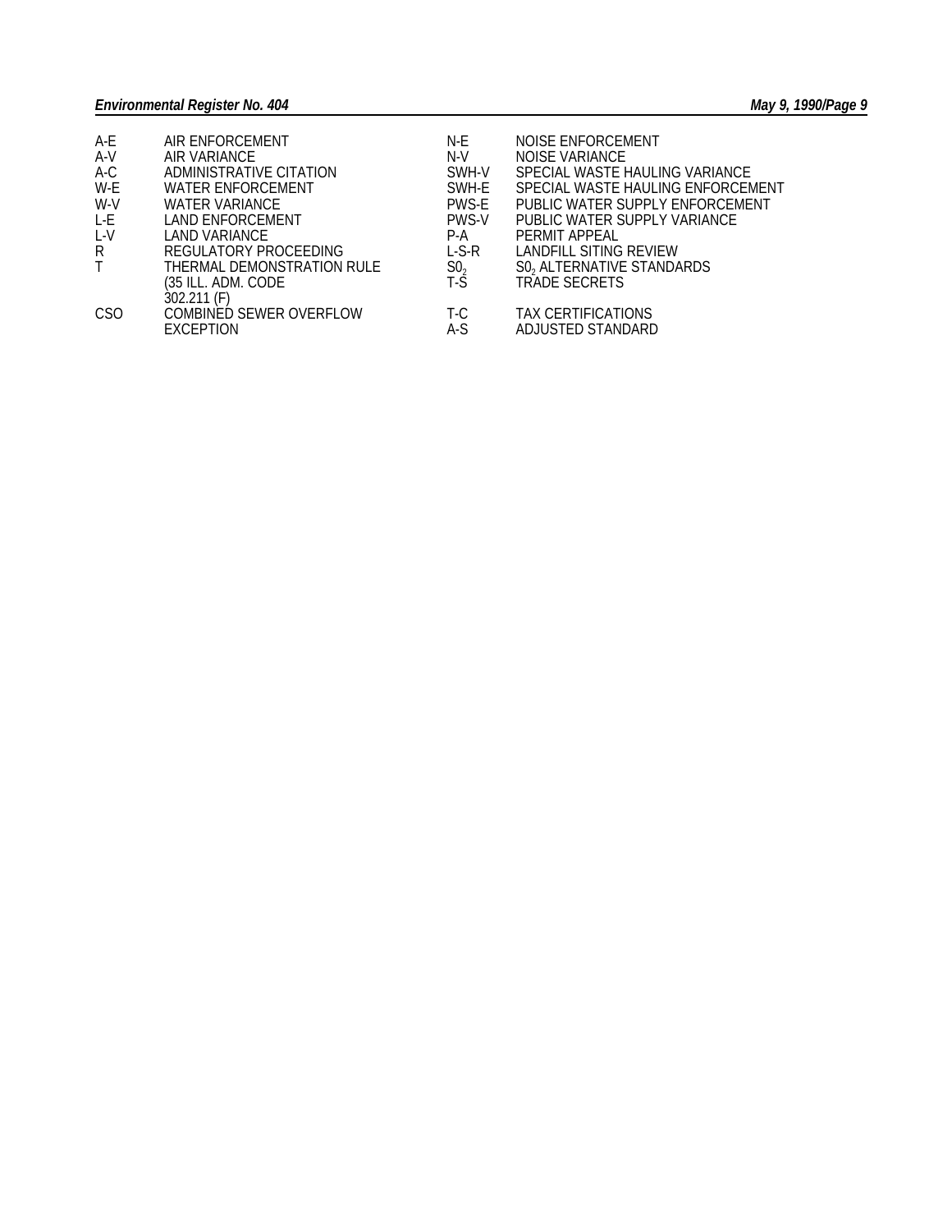| | | | |
|---|---|---|---|
| A-E | AIR ENFORCEMENT | N-E | NOISE ENFORCEMENT |
| A-V | AIR VARIANCE | N-V | NOISE VARIANCE |
| A-C | ADMINISTRATIVE CITATION | SWH-V | SPECIAL WASTE HAULING VARIANCE |
| W-E | WATER ENFORCEMENT | SWH-E | SPECIAL WASTE HAULING ENFORCEMENT |
| W-V | WATER VARIANCE | PWS-E | PUBLIC WATER SUPPLY ENFORCEMENT |
| L-E | LAND ENFORCEMENT | PWS-V | PUBLIC WATER SUPPLY VARIANCE |
| L-V | LAND VARIANCE | P-A | PERMIT APPEAL |
| R | REGULATORY PROCEEDING | L-S-R | LANDFILL SITING REVIEW |
| T | THERMAL DEMONSTRATION RULE (35 ILL. ADM. CODE 302.211 (F) | $S0_2$ | $S0_2$ ALTERNATIVE STANDARDS |
| | | T-S | TRADE SECRETS |
| CSO | COMBINED SEWER OVERFLOW EXCEPTION | T-C | TAX CERTIFICATIONS |
| | | A-S | ADJUSTED STANDARD |